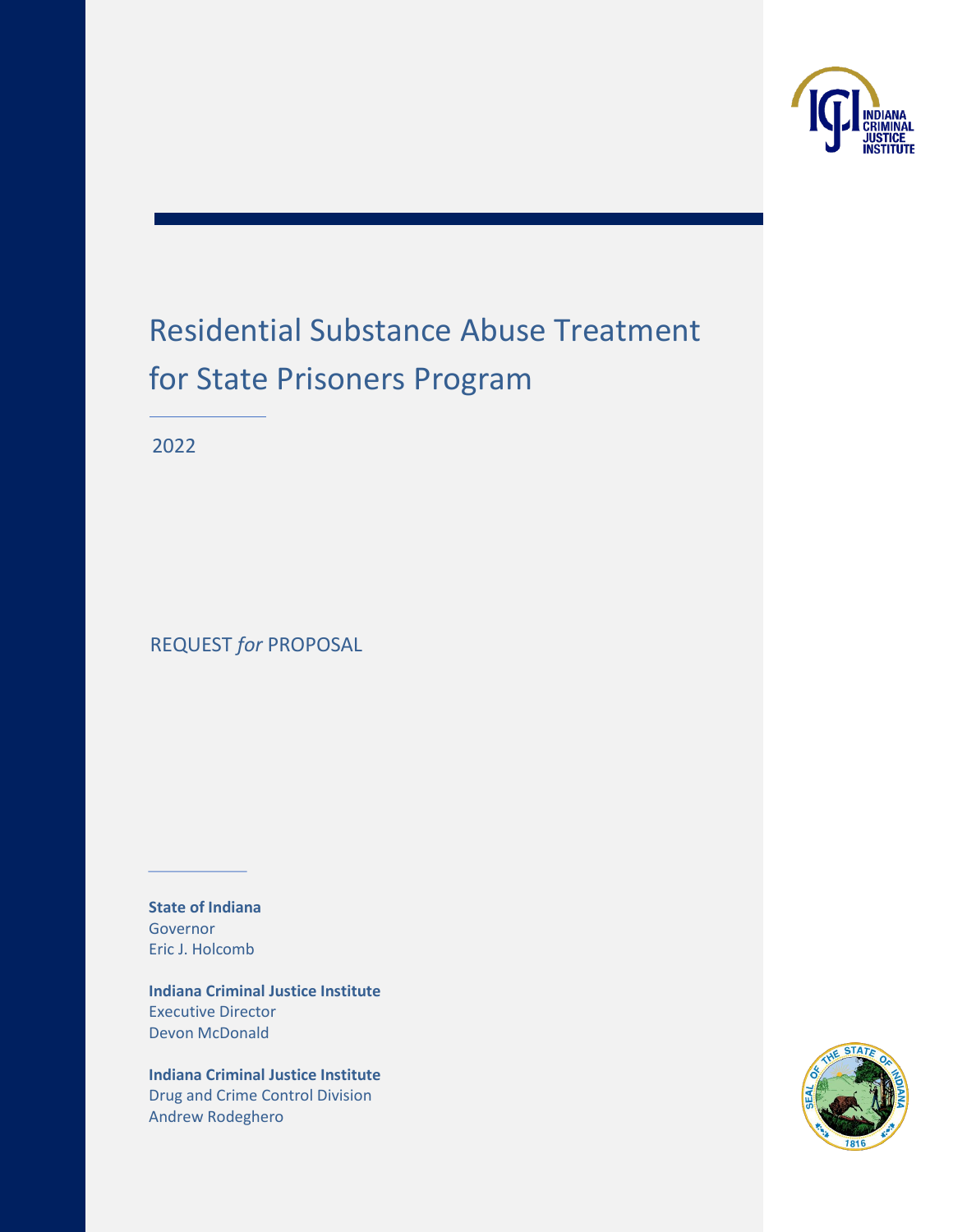# Residential Substance Abuse Treatment for State Prisoners Program

2022

REQUEST *for* PROPOSAL

**State of Indiana**
Governor
Eric J. Holcomb

**Indiana Criminal Justice Institute**
Executive Director
Devon McDonald

**Indiana Criminal Justice Institute**
Drug and Crime Control Division
Andrew Rodeghero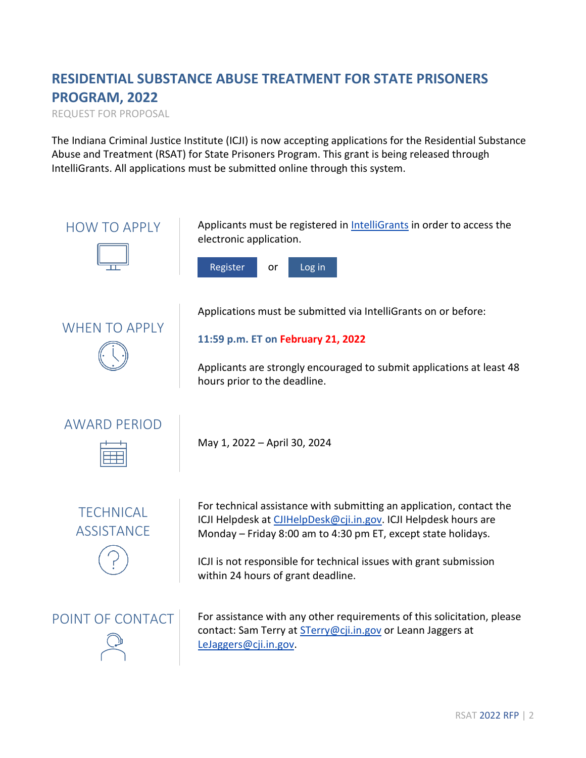# RESIDENTIAL SUBSTANCE ABUSE TREATMENT FOR STATE PRISONERS PROGRAM, 2022

REQUEST FOR PROPOSAL

The Indiana Criminal Justice Institute (ICJI) is now accepting applications for the Residential Substance Abuse and Treatment (RSAT) for State Prisoners Program. This grant is being released through IntelliGrants. All applications must be submitted online through this system.

## HOW TO APPLY

Applicants must be registered in [IntelliGrants](IntelliGrants) in order to access the electronic application.

Register or Log in

## WHEN TO APPLY

Applications must be submitted via IntelliGrants on or before:

**11:59 p.m. ET on February 21, 2022**

Applicants are strongly encouraged to submit applications at least 48 hours prior to the deadline.

## AWARD PERIOD

May 1, 2022 – April 30, 2024

## TECHNICAL ASSISTANCE

For technical assistance with submitting an application, contact the ICJI Helpdesk at CJIHelpDesk@cji.in.gov. ICJI Helpdesk hours are Monday – Friday 8:00 am to 4:30 pm ET, except state holidays.

ICJI is not responsible for technical issues with grant submission within 24 hours of grant deadline.

## POINT OF CONTACT

For assistance with any other requirements of this solicitation, please contact: Sam Terry at STerry@cji.in.gov or Leann Jaggers at LeJaggers@cji.in.gov.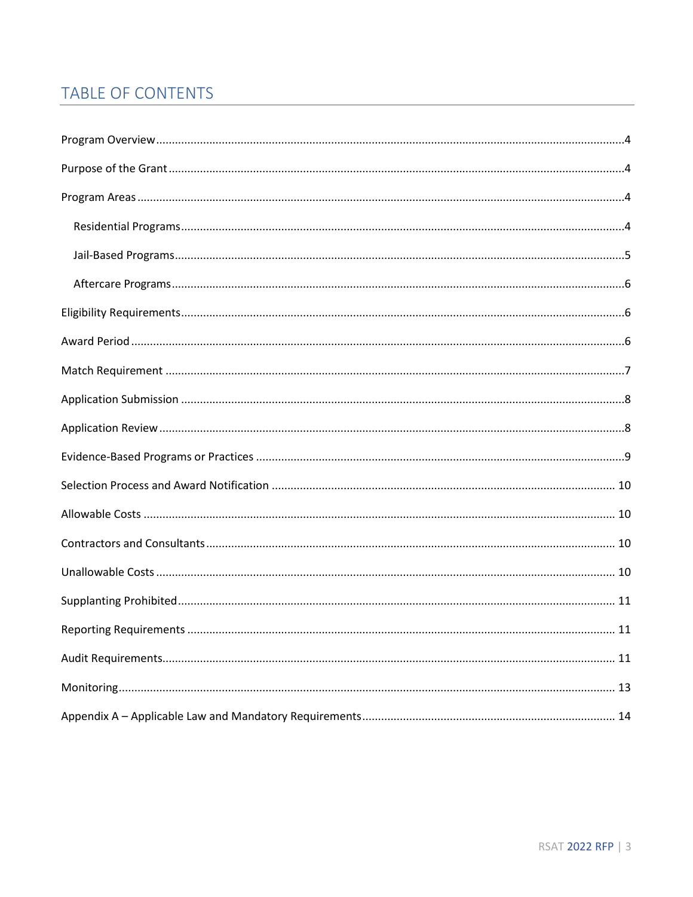# TABLE OF CONTENTS

Program Overview....4

Purpose of the Grant....4

Program Areas....4

- Residential Programs....4
- Jail-Based Programs....5
- Aftercare Programs....6

Eligibility Requirements....6

Award Period....6

Match Requirement....7

Application Submission....8

Application Review....8

Evidence-Based Programs or Practices....9

Selection Process and Award Notification....10

Allowable Costs....10

Contractors and Consultants....10

Unallowable Costs....10

Supplanting Prohibited....11

Reporting Requirements....11

Audit Requirements....11

Monitoring....13

Appendix A – Applicable Law and Mandatory Requirements....14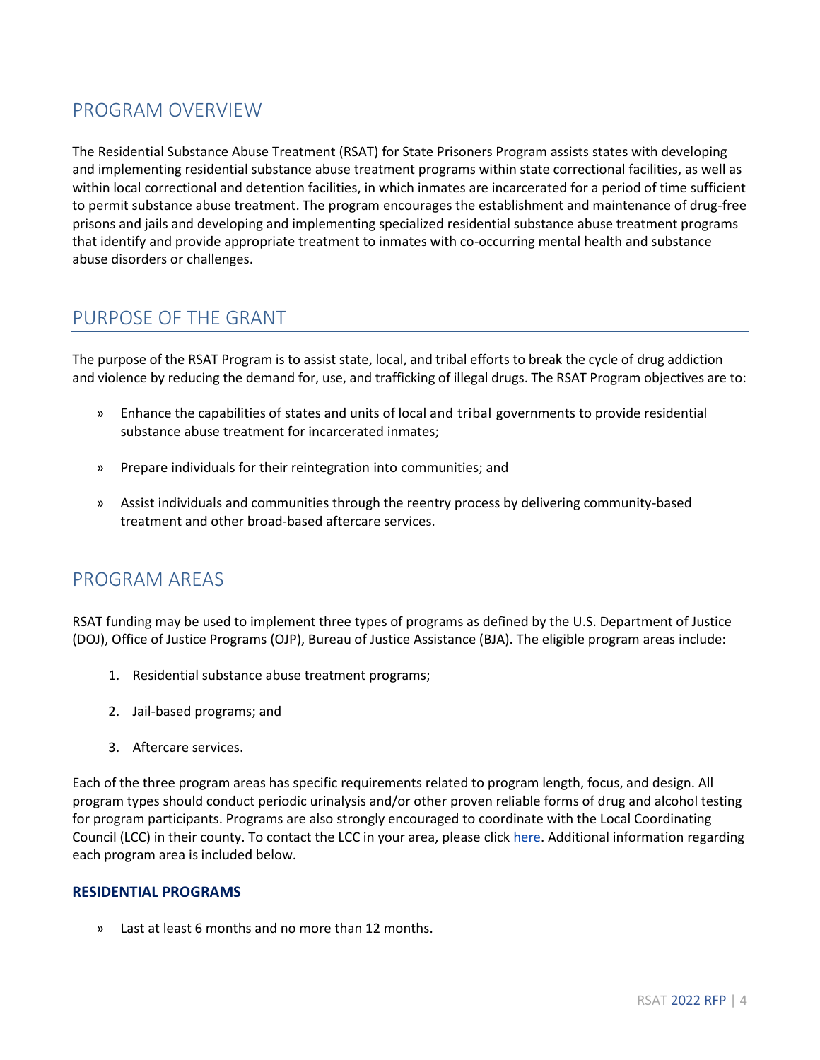## PROGRAM OVERVIEW

The Residential Substance Abuse Treatment (RSAT) for State Prisoners Program assists states with developing and implementing residential substance abuse treatment programs within state correctional facilities, as well as within local correctional and detention facilities, in which inmates are incarcerated for a period of time sufficient to permit substance abuse treatment. The program encourages the establishment and maintenance of drug-free prisons and jails and developing and implementing specialized residential substance abuse treatment programs that identify and provide appropriate treatment to inmates with co-occurring mental health and substance abuse disorders or challenges.

## PURPOSE OF THE GRANT

The purpose of the RSAT Program is to assist state, local, and tribal efforts to break the cycle of drug addiction and violence by reducing the demand for, use, and trafficking of illegal drugs. The RSAT Program objectives are to:

- Enhance the capabilities of states and units of local and tribal governments to provide residential substance abuse treatment for incarcerated inmates;
- Prepare individuals for their reintegration into communities; and
- Assist individuals and communities through the reentry process by delivering community-based treatment and other broad-based aftercare services.

## PROGRAM AREAS

RSAT funding may be used to implement three types of programs as defined by the U.S. Department of Justice (DOJ), Office of Justice Programs (OJP), Bureau of Justice Assistance (BJA). The eligible program areas include:

1. Residential substance abuse treatment programs;
2. Jail-based programs; and
3. Aftercare services.

Each of the three program areas has specific requirements related to program length, focus, and design. All program types should conduct periodic urinalysis and/or other proven reliable forms of drug and alcohol testing for program participants. Programs are also strongly encouraged to coordinate with the Local Coordinating Council (LCC) in their county. To contact the LCC in your area, please click here. Additional information regarding each program area is included below.

### RESIDENTIAL PROGRAMS

- Last at least 6 months and no more than 12 months.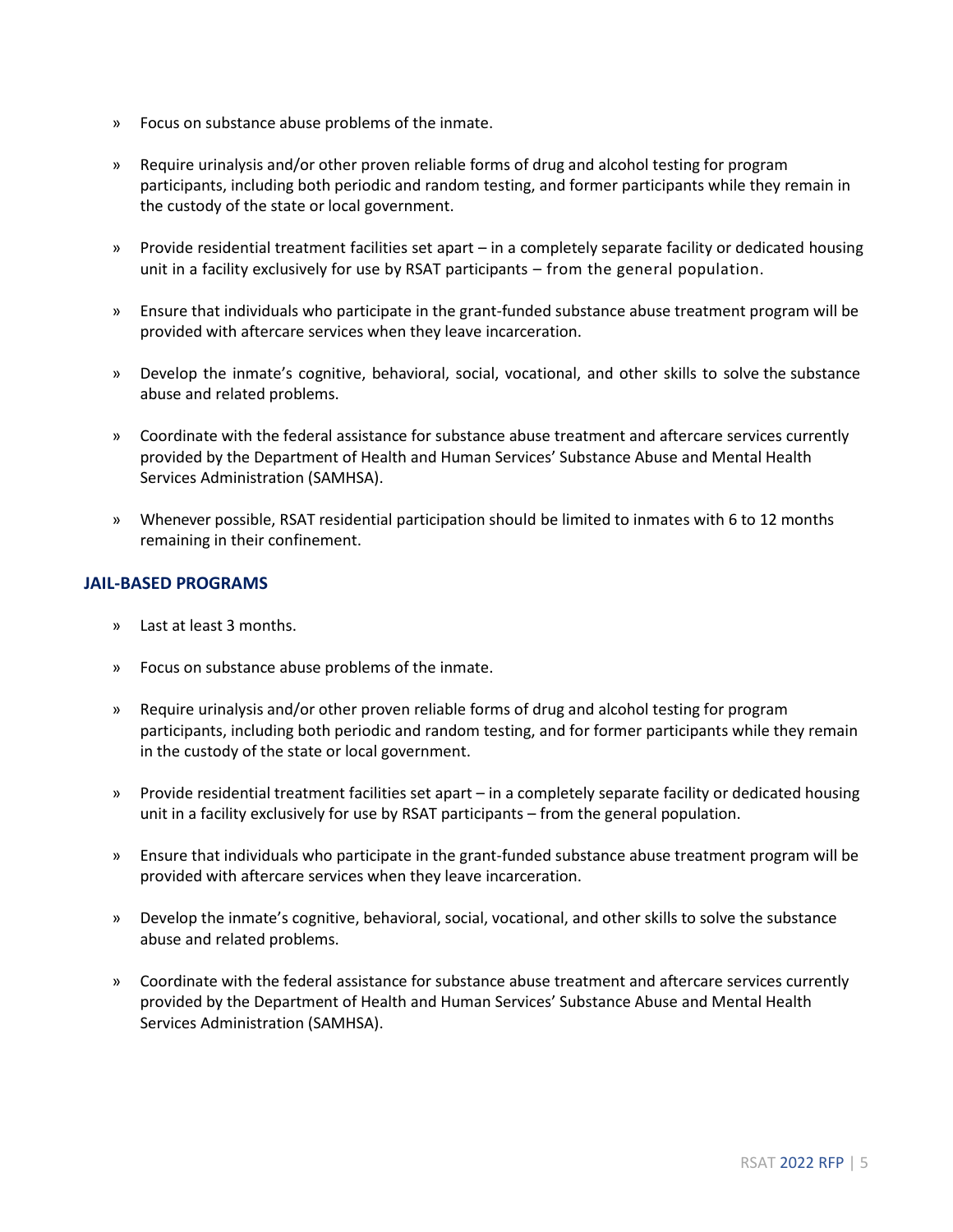- Focus on substance abuse problems of the inmate.
- Require urinalysis and/or other proven reliable forms of drug and alcohol testing for program participants, including both periodic and random testing, and former participants while they remain in the custody of the state or local government.
- Provide residential treatment facilities set apart – in a completely separate facility or dedicated housing unit in a facility exclusively for use by RSAT participants – from the general population.
- Ensure that individuals who participate in the grant-funded substance abuse treatment program will be provided with aftercare services when they leave incarceration.
- Develop the inmate's cognitive, behavioral, social, vocational, and other skills to solve the substance abuse and related problems.
- Coordinate with the federal assistance for substance abuse treatment and aftercare services currently provided by the Department of Health and Human Services' Substance Abuse and Mental Health Services Administration (SAMHSA).
- Whenever possible, RSAT residential participation should be limited to inmates with 6 to 12 months remaining in their confinement.

### JAIL-BASED PROGRAMS

- Last at least 3 months.
- Focus on substance abuse problems of the inmate.
- Require urinalysis and/or other proven reliable forms of drug and alcohol testing for program participants, including both periodic and random testing, and for former participants while they remain in the custody of the state or local government.
- Provide residential treatment facilities set apart – in a completely separate facility or dedicated housing unit in a facility exclusively for use by RSAT participants – from the general population.
- Ensure that individuals who participate in the grant-funded substance abuse treatment program will be provided with aftercare services when they leave incarceration.
- Develop the inmate's cognitive, behavioral, social, vocational, and other skills to solve the substance abuse and related problems.
- Coordinate with the federal assistance for substance abuse treatment and aftercare services currently provided by the Department of Health and Human Services' Substance Abuse and Mental Health Services Administration (SAMHSA).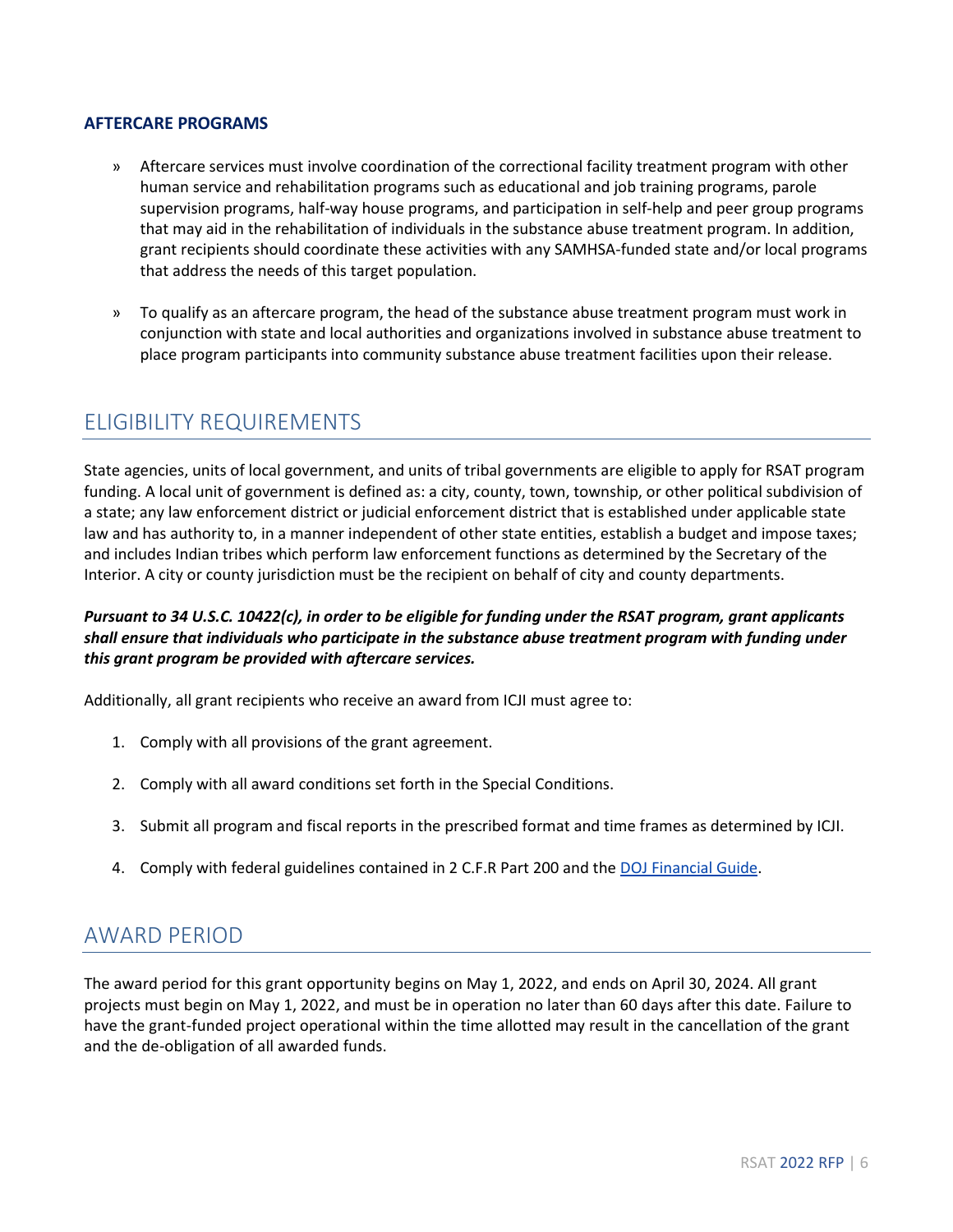### AFTERCARE PROGRAMS

- Aftercare services must involve coordination of the correctional facility treatment program with other human service and rehabilitation programs such as educational and job training programs, parole supervision programs, half-way house programs, and participation in self-help and peer group programs that may aid in the rehabilitation of individuals in the substance abuse treatment program. In addition, grant recipients should coordinate these activities with any SAMHSA-funded state and/or local programs that address the needs of this target population.

- To qualify as an aftercare program, the head of the substance abuse treatment program must work in conjunction with state and local authorities and organizations involved in substance abuse treatment to place program participants into community substance abuse treatment facilities upon their release.

## ELIGIBILITY REQUIREMENTS

State agencies, units of local government, and units of tribal governments are eligible to apply for RSAT program funding. A local unit of government is defined as: a city, county, town, township, or other political subdivision of a state; any law enforcement district or judicial enforcement district that is established under applicable state law and has authority to, in a manner independent of other state entities, establish a budget and impose taxes; and includes Indian tribes which perform law enforcement functions as determined by the Secretary of the Interior. A city or county jurisdiction must be the recipient on behalf of city and county departments.

***Pursuant to 34 U.S.C. 10422(c), in order to be eligible for funding under the RSAT program, grant applicants shall ensure that individuals who participate in the substance abuse treatment program with funding under this grant program be provided with aftercare services.***

Additionally, all grant recipients who receive an award from ICJI must agree to:

1. Comply with all provisions of the grant agreement.
2. Comply with all award conditions set forth in the Special Conditions.
3. Submit all program and fiscal reports in the prescribed format and time frames as determined by ICJI.
4. Comply with federal guidelines contained in 2 C.F.R Part 200 and the DOJ Financial Guide.

## AWARD PERIOD

The award period for this grant opportunity begins on May 1, 2022, and ends on April 30, 2024. All grant projects must begin on May 1, 2022, and must be in operation no later than 60 days after this date. Failure to have the grant-funded project operational within the time allotted may result in the cancellation of the grant and the de-obligation of all awarded funds.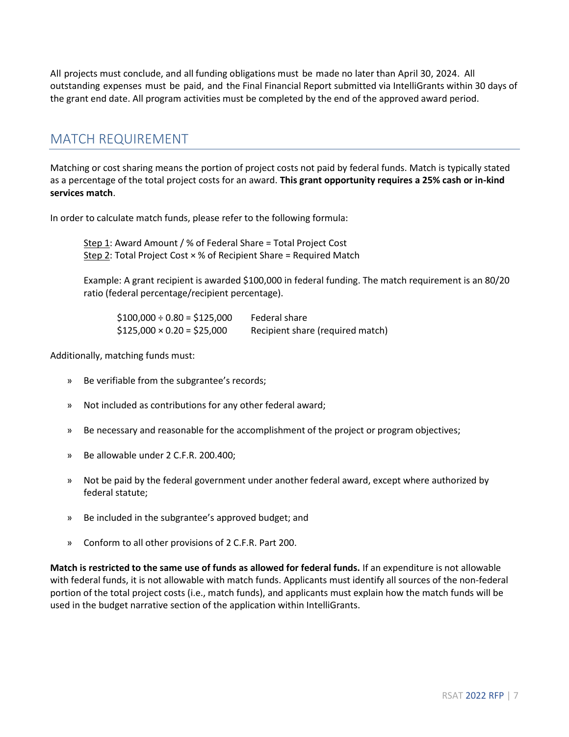All projects must conclude, and all funding obligations must be made no later than April 30, 2024. All outstanding expenses must be paid, and the Final Financial Report submitted via IntelliGrants within 30 days of the grant end date. All program activities must be completed by the end of the approved award period.

## MATCH REQUIREMENT

Matching or cost sharing means the portion of project costs not paid by federal funds. Match is typically stated as a percentage of the total project costs for an award. **This grant opportunity requires a 25% cash or in-kind services match**.

In order to calculate match funds, please refer to the following formula:

Step 1: Award Amount / % of Federal Share = Total Project Cost
Step 2: Total Project Cost × % of Recipient Share = Required Match

Example: A grant recipient is awarded $100,000 in federal funding. The match requirement is an 80/20 ratio (federal percentage/recipient percentage).

| | |
|---|---|
| $100,000 ÷ 0.80 = $125,000 | Federal share |
| $125,000 × 0.20 = $25,000 | Recipient share (required match) |

Additionally, matching funds must:

- Be verifiable from the subgrantee's records;
- Not included as contributions for any other federal award;
- Be necessary and reasonable for the accomplishment of the project or program objectives;
- Be allowable under 2 C.F.R. 200.400;
- Not be paid by the federal government under another federal award, except where authorized by federal statute;
- Be included in the subgrantee's approved budget; and
- Conform to all other provisions of 2 C.F.R. Part 200.

**Match is restricted to the same use of funds as allowed for federal funds.** If an expenditure is not allowable with federal funds, it is not allowable with match funds. Applicants must identify all sources of the non-federal portion of the total project costs (i.e., match funds), and applicants must explain how the match funds will be used in the budget narrative section of the application within IntelliGrants.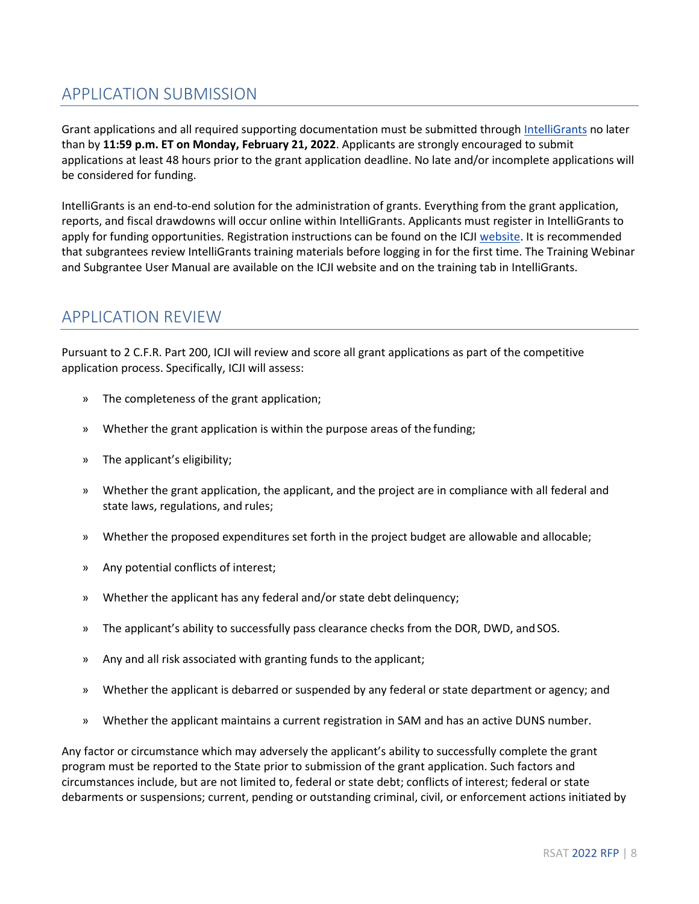## APPLICATION SUBMISSION

Grant applications and all required supporting documentation must be submitted through IntelliGrants no later than by **11:59 p.m. ET on Monday, February 21, 2022**. Applicants are strongly encouraged to submit applications at least 48 hours prior to the grant application deadline. No late and/or incomplete applications will be considered for funding.

IntelliGrants is an end-to-end solution for the administration of grants. Everything from the grant application, reports, and fiscal drawdowns will occur online within IntelliGrants. Applicants must register in IntelliGrants to apply for funding opportunities. Registration instructions can be found on the ICJI website. It is recommended that subgrantees review IntelliGrants training materials before logging in for the first time. The Training Webinar and Subgrantee User Manual are available on the ICJI website and on the training tab in IntelliGrants.

## APPLICATION REVIEW

Pursuant to 2 C.F.R. Part 200, ICJI will review and score all grant applications as part of the competitive application process. Specifically, ICJI will assess:

- The completeness of the grant application;
- Whether the grant application is within the purpose areas of the funding;
- The applicant's eligibility;
- Whether the grant application, the applicant, and the project are in compliance with all federal and state laws, regulations, and rules;
- Whether the proposed expenditures set forth in the project budget are allowable and allocable;
- Any potential conflicts of interest;
- Whether the applicant has any federal and/or state debt delinquency;
- The applicant's ability to successfully pass clearance checks from the DOR, DWD, and SOS.
- Any and all risk associated with granting funds to the applicant;
- Whether the applicant is debarred or suspended by any federal or state department or agency; and
- Whether the applicant maintains a current registration in SAM and has an active DUNS number.

Any factor or circumstance which may adversely the applicant's ability to successfully complete the grant program must be reported to the State prior to submission of the grant application. Such factors and circumstances include, but are not limited to, federal or state debt; conflicts of interest; federal or state debarments or suspensions; current, pending or outstanding criminal, civil, or enforcement actions initiated by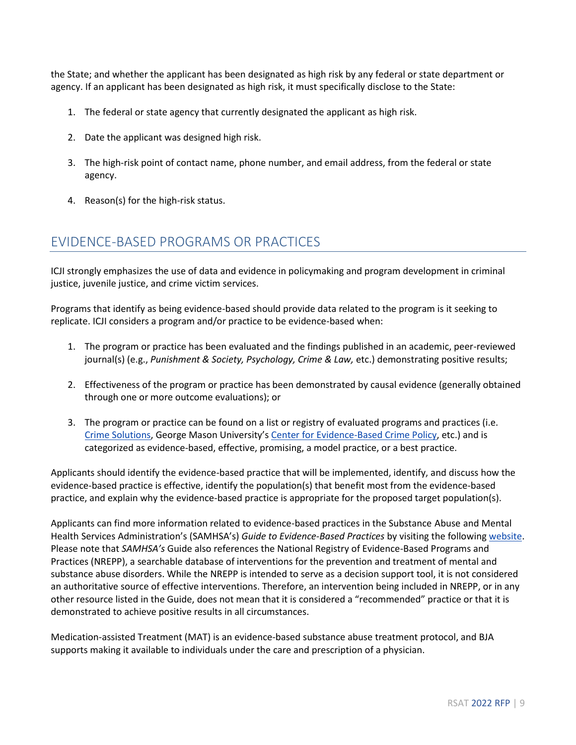the State; and whether the applicant has been designated as high risk by any federal or state department or agency. If an applicant has been designated as high risk, it must specifically disclose to the State:

1. The federal or state agency that currently designated the applicant as high risk.
2. Date the applicant was designed high risk.
3. The high-risk point of contact name, phone number, and email address, from the federal or state agency.
4. Reason(s) for the high-risk status.

## EVIDENCE-BASED PROGRAMS OR PRACTICES

ICJI strongly emphasizes the use of data and evidence in policymaking and program development in criminal justice, juvenile justice, and crime victim services.

Programs that identify as being evidence-based should provide data related to the program is it seeking to replicate. ICJI considers a program and/or practice to be evidence-based when:

1. The program or practice has been evaluated and the findings published in an academic, peer-reviewed journal(s) (e.g., *Punishment & Society, Psychology, Crime & Law,* etc.) demonstrating positive results;
2. Effectiveness of the program or practice has been demonstrated by causal evidence (generally obtained through one or more outcome evaluations); or
3. The program or practice can be found on a list or registry of evaluated programs and practices (i.e. Crime Solutions, George Mason University's Center for Evidence-Based Crime Policy, etc.) and is categorized as evidence-based, effective, promising, a model practice, or a best practice.

Applicants should identify the evidence-based practice that will be implemented, identify, and discuss how the evidence-based practice is effective, identify the population(s) that benefit most from the evidence-based practice, and explain why the evidence-based practice is appropriate for the proposed target population(s).

Applicants can find more information related to evidence-based practices in the Substance Abuse and Mental Health Services Administration's (SAMHSA's) *Guide to Evidence-Based Practices* by visiting the following website. Please note that *SAMHSA's* Guide also references the National Registry of Evidence-Based Programs and Practices (NREPP), a searchable database of interventions for the prevention and treatment of mental and substance abuse disorders. While the NREPP is intended to serve as a decision support tool, it is not considered an authoritative source of effective interventions. Therefore, an intervention being included in NREPP, or in any other resource listed in the Guide, does not mean that it is considered a "recommended" practice or that it is demonstrated to achieve positive results in all circumstances.

Medication-assisted Treatment (MAT) is an evidence-based substance abuse treatment protocol, and BJA supports making it available to individuals under the care and prescription of a physician.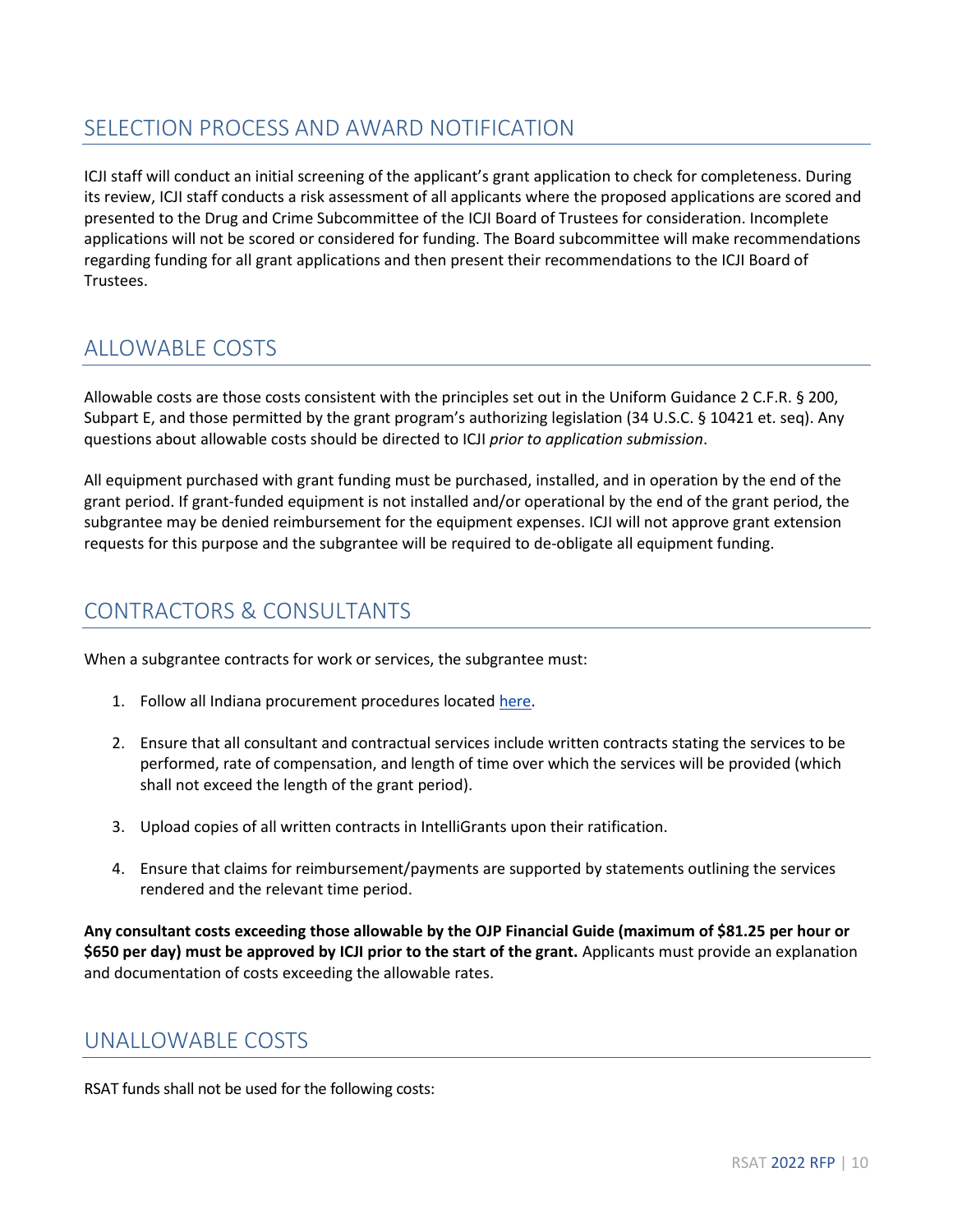## SELECTION PROCESS AND AWARD NOTIFICATION

ICJI staff will conduct an initial screening of the applicant's grant application to check for completeness. During its review, ICJI staff conducts a risk assessment of all applicants where the proposed applications are scored and presented to the Drug and Crime Subcommittee of the ICJI Board of Trustees for consideration. Incomplete applications will not be scored or considered for funding. The Board subcommittee will make recommendations regarding funding for all grant applications and then present their recommendations to the ICJI Board of Trustees.

## ALLOWABLE COSTS

Allowable costs are those costs consistent with the principles set out in the Uniform Guidance 2 C.F.R. § 200, Subpart E, and those permitted by the grant program's authorizing legislation (34 U.S.C. § 10421 et. seq). Any questions about allowable costs should be directed to ICJI *prior to application submission*.

All equipment purchased with grant funding must be purchased, installed, and in operation by the end of the grant period. If grant-funded equipment is not installed and/or operational by the end of the grant period, the subgrantee may be denied reimbursement for the equipment expenses. ICJI will not approve grant extension requests for this purpose and the subgrantee will be required to de-obligate all equipment funding.

## CONTRACTORS & CONSULTANTS

When a subgrantee contracts for work or services, the subgrantee must:

1. Follow all Indiana procurement procedures located here.

2. Ensure that all consultant and contractual services include written contracts stating the services to be performed, rate of compensation, and length of time over which the services will be provided (which shall not exceed the length of the grant period).

3. Upload copies of all written contracts in IntelliGrants upon their ratification.

4. Ensure that claims for reimbursement/payments are supported by statements outlining the services rendered and the relevant time period.

**Any consultant costs exceeding those allowable by the OJP Financial Guide (maximum of $81.25 per hour or $650 per day) must be approved by ICJI prior to the start of the grant.** Applicants must provide an explanation and documentation of costs exceeding the allowable rates.

## UNALLOWABLE COSTS

RSAT funds shall not be used for the following costs: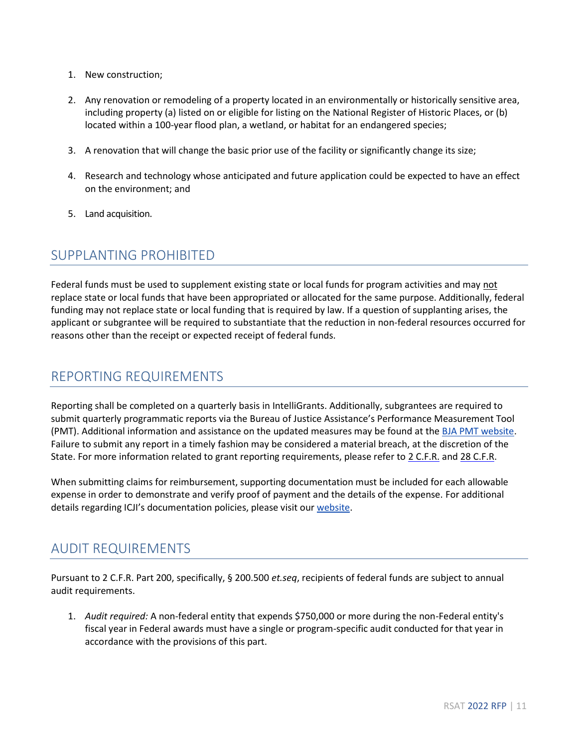1. New construction;

2. Any renovation or remodeling of a property located in an environmentally or historically sensitive area, including property (a) listed on or eligible for listing on the National Register of Historic Places, or (b) located within a 100-year flood plan, a wetland, or habitat for an endangered species;

3. A renovation that will change the basic prior use of the facility or significantly change its size;

4. Research and technology whose anticipated and future application could be expected to have an effect on the environment; and

5. Land acquisition.

## SUPPLANTING PROHIBITED

Federal funds must be used to supplement existing state or local funds for program activities and may not replace state or local funds that have been appropriated or allocated for the same purpose. Additionally, federal funding may not replace state or local funding that is required by law. If a question of supplanting arises, the applicant or subgrantee will be required to substantiate that the reduction in non-federal resources occurred for reasons other than the receipt or expected receipt of federal funds.

## REPORTING REQUIREMENTS

Reporting shall be completed on a quarterly basis in IntelliGrants. Additionally, subgrantees are required to submit quarterly programmatic reports via the Bureau of Justice Assistance's Performance Measurement Tool (PMT). Additional information and assistance on the updated measures may be found at the BJA PMT website. Failure to submit any report in a timely fashion may be considered a material breach, at the discretion of the State. For more information related to grant reporting requirements, please refer to 2 C.F.R. and 28 C.F.R.

When submitting claims for reimbursement, supporting documentation must be included for each allowable expense in order to demonstrate and verify proof of payment and the details of the expense. For additional details regarding ICJI's documentation policies, please visit our website.

## AUDIT REQUIREMENTS

Pursuant to 2 C.F.R. Part 200, specifically, § 200.500 *et.seq*, recipients of federal funds are subject to annual audit requirements.

1. *Audit required:* A non-federal entity that expends $750,000 or more during the non-Federal entity's fiscal year in Federal awards must have a single or program-specific audit conducted for that year in accordance with the provisions of this part.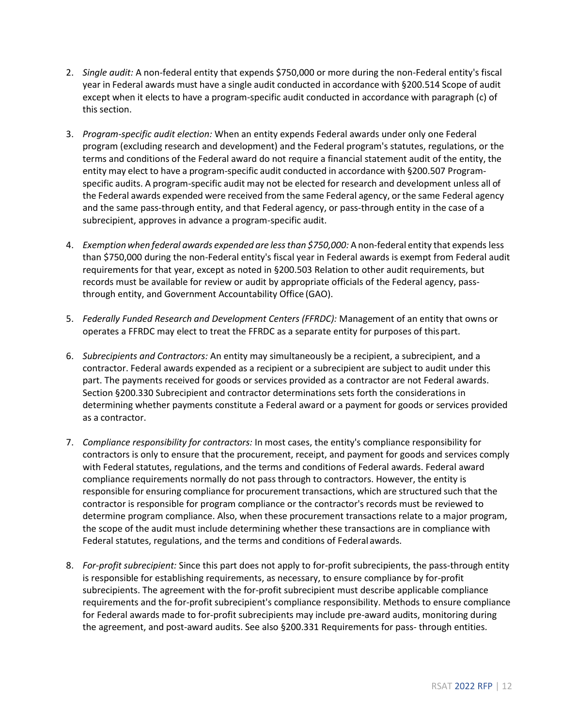2. *Single audit:* A non-federal entity that expends $750,000 or more during the non-Federal entity's fiscal year in Federal awards must have a single audit conducted in accordance with §200.514 Scope of audit except when it elects to have a program-specific audit conducted in accordance with paragraph (c) of this section.

3. *Program-specific audit election:* When an entity expends Federal awards under only one Federal program (excluding research and development) and the Federal program's statutes, regulations, or the terms and conditions of the Federal award do not require a financial statement audit of the entity, the entity may elect to have a program-specific audit conducted in accordance with §200.507 Program-specific audits. A program-specific audit may not be elected for research and development unless all of the Federal awards expended were received from the same Federal agency, or the same Federal agency and the same pass-through entity, and that Federal agency, or pass-through entity in the case of a subrecipient, approves in advance a program-specific audit.

4. *Exemption when federal awards expended are less than $750,000:* A non-federal entity that expends less than $750,000 during the non-Federal entity's fiscal year in Federal awards is exempt from Federal audit requirements for that year, except as noted in §200.503 Relation to other audit requirements, but records must be available for review or audit by appropriate officials of the Federal agency, pass-through entity, and Government Accountability Office (GAO).

5. *Federally Funded Research and Development Centers (FFRDC):* Management of an entity that owns or operates a FFRDC may elect to treat the FFRDC as a separate entity for purposes of this part.

6. *Subrecipients and Contractors:* An entity may simultaneously be a recipient, a subrecipient, and a contractor. Federal awards expended as a recipient or a subrecipient are subject to audit under this part. The payments received for goods or services provided as a contractor are not Federal awards. Section §200.330 Subrecipient and contractor determinations sets forth the considerations in determining whether payments constitute a Federal award or a payment for goods or services provided as a contractor.

7. *Compliance responsibility for contractors:* In most cases, the entity's compliance responsibility for contractors is only to ensure that the procurement, receipt, and payment for goods and services comply with Federal statutes, regulations, and the terms and conditions of Federal awards. Federal award compliance requirements normally do not pass through to contractors. However, the entity is responsible for ensuring compliance for procurement transactions, which are structured such that the contractor is responsible for program compliance or the contractor's records must be reviewed to determine program compliance. Also, when these procurement transactions relate to a major program, the scope of the audit must include determining whether these transactions are in compliance with Federal statutes, regulations, and the terms and conditions of Federal awards.

8. *For-profit subrecipient:* Since this part does not apply to for-profit subrecipients, the pass-through entity is responsible for establishing requirements, as necessary, to ensure compliance by for-profit subrecipients. The agreement with the for-profit subrecipient must describe applicable compliance requirements and the for-profit subrecipient's compliance responsibility. Methods to ensure compliance for Federal awards made to for-profit subrecipients may include pre-award audits, monitoring during the agreement, and post-award audits. See also §200.331 Requirements for pass- through entities.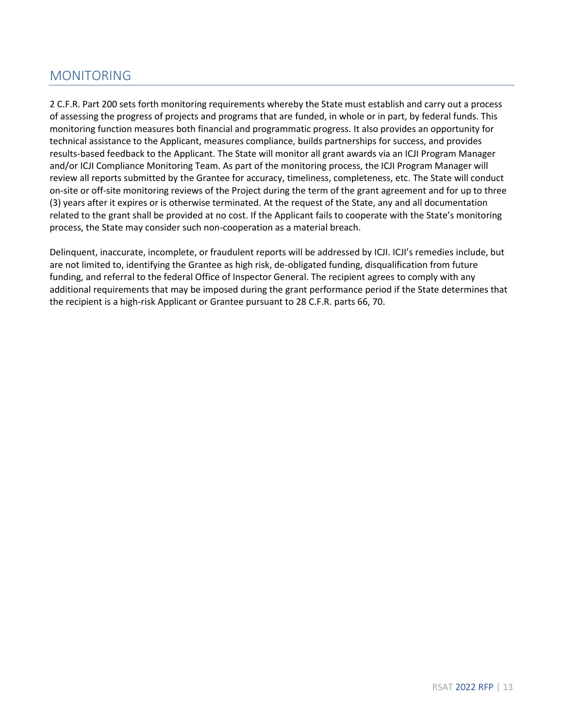## MONITORING

2 C.F.R. Part 200 sets forth monitoring requirements whereby the State must establish and carry out a process of assessing the progress of projects and programs that are funded, in whole or in part, by federal funds. This monitoring function measures both financial and programmatic progress. It also provides an opportunity for technical assistance to the Applicant, measures compliance, builds partnerships for success, and provides results-based feedback to the Applicant. The State will monitor all grant awards via an ICJI Program Manager and/or ICJI Compliance Monitoring Team. As part of the monitoring process, the ICJI Program Manager will review all reports submitted by the Grantee for accuracy, timeliness, completeness, etc. The State will conduct on-site or off-site monitoring reviews of the Project during the term of the grant agreement and for up to three (3) years after it expires or is otherwise terminated. At the request of the State, any and all documentation related to the grant shall be provided at no cost. If the Applicant fails to cooperate with the State's monitoring process, the State may consider such non-cooperation as a material breach.

Delinquent, inaccurate, incomplete, or fraudulent reports will be addressed by ICJI. ICJI's remedies include, but are not limited to, identifying the Grantee as high risk, de-obligated funding, disqualification from future funding, and referral to the federal Office of Inspector General. The recipient agrees to comply with any additional requirements that may be imposed during the grant performance period if the State determines that the recipient is a high-risk Applicant or Grantee pursuant to 28 C.F.R. parts 66, 70.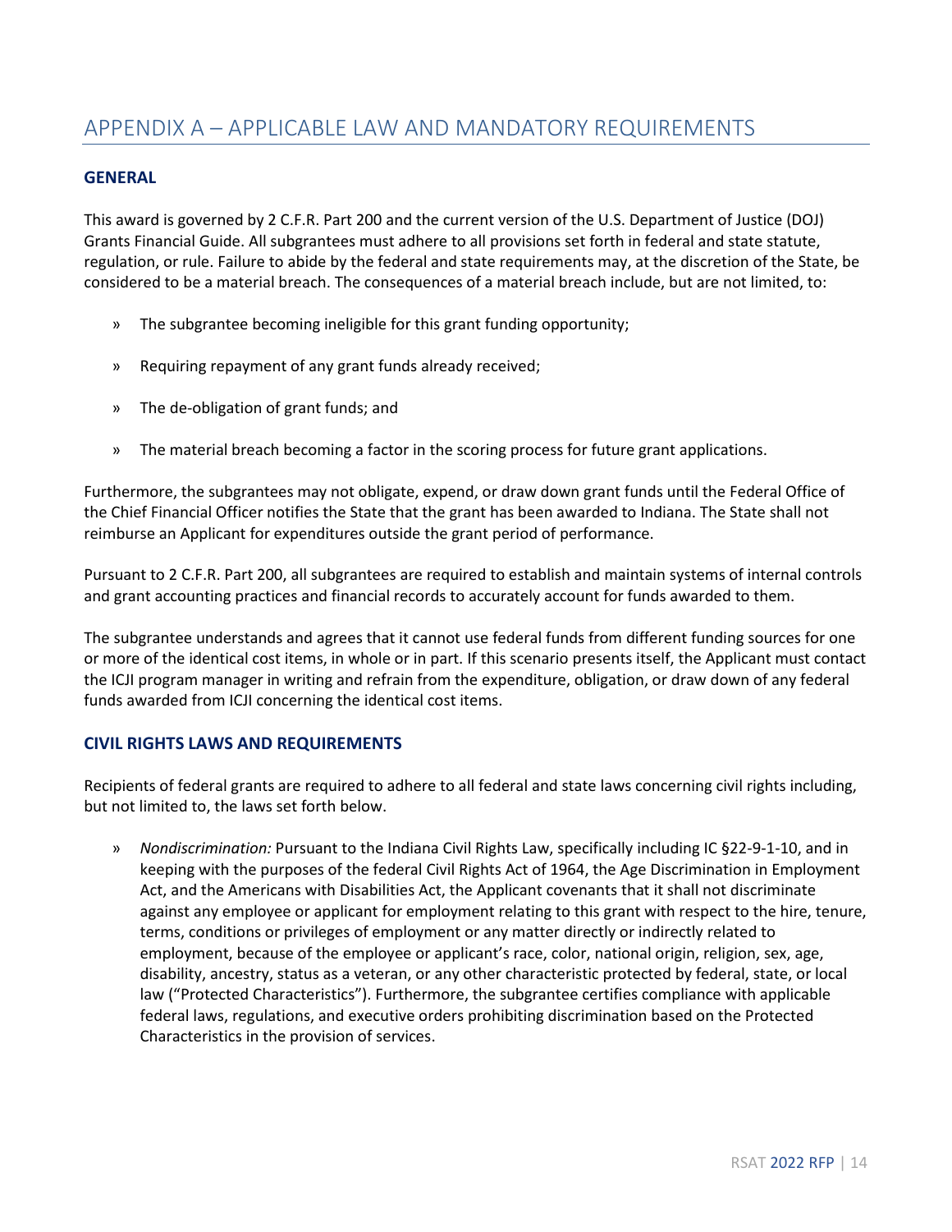# APPENDIX A – APPLICABLE LAW AND MANDATORY REQUIREMENTS

## GENERAL

This award is governed by 2 C.F.R. Part 200 and the current version of the U.S. Department of Justice (DOJ) Grants Financial Guide. All subgrantees must adhere to all provisions set forth in federal and state statute, regulation, or rule. Failure to abide by the federal and state requirements may, at the discretion of the State, be considered to be a material breach. The consequences of a material breach include, but are not limited, to:

- The subgrantee becoming ineligible for this grant funding opportunity;
- Requiring repayment of any grant funds already received;
- The de-obligation of grant funds; and
- The material breach becoming a factor in the scoring process for future grant applications.

Furthermore, the subgrantees may not obligate, expend, or draw down grant funds until the Federal Office of the Chief Financial Officer notifies the State that the grant has been awarded to Indiana. The State shall not reimburse an Applicant for expenditures outside the grant period of performance.

Pursuant to 2 C.F.R. Part 200, all subgrantees are required to establish and maintain systems of internal controls and grant accounting practices and financial records to accurately account for funds awarded to them.

The subgrantee understands and agrees that it cannot use federal funds from different funding sources for one or more of the identical cost items, in whole or in part. If this scenario presents itself, the Applicant must contact the ICJI program manager in writing and refrain from the expenditure, obligation, or draw down of any federal funds awarded from ICJI concerning the identical cost items.

## CIVIL RIGHTS LAWS AND REQUIREMENTS

Recipients of federal grants are required to adhere to all federal and state laws concerning civil rights including, but not limited to, the laws set forth below.

- *Nondiscrimination:* Pursuant to the Indiana Civil Rights Law, specifically including IC §22-9-1-10, and in keeping with the purposes of the federal Civil Rights Act of 1964, the Age Discrimination in Employment Act, and the Americans with Disabilities Act, the Applicant covenants that it shall not discriminate against any employee or applicant for employment relating to this grant with respect to the hire, tenure, terms, conditions or privileges of employment or any matter directly or indirectly related to employment, because of the employee or applicant's race, color, national origin, religion, sex, age, disability, ancestry, status as a veteran, or any other characteristic protected by federal, state, or local law ("Protected Characteristics"). Furthermore, the subgrantee certifies compliance with applicable federal laws, regulations, and executive orders prohibiting discrimination based on the Protected Characteristics in the provision of services.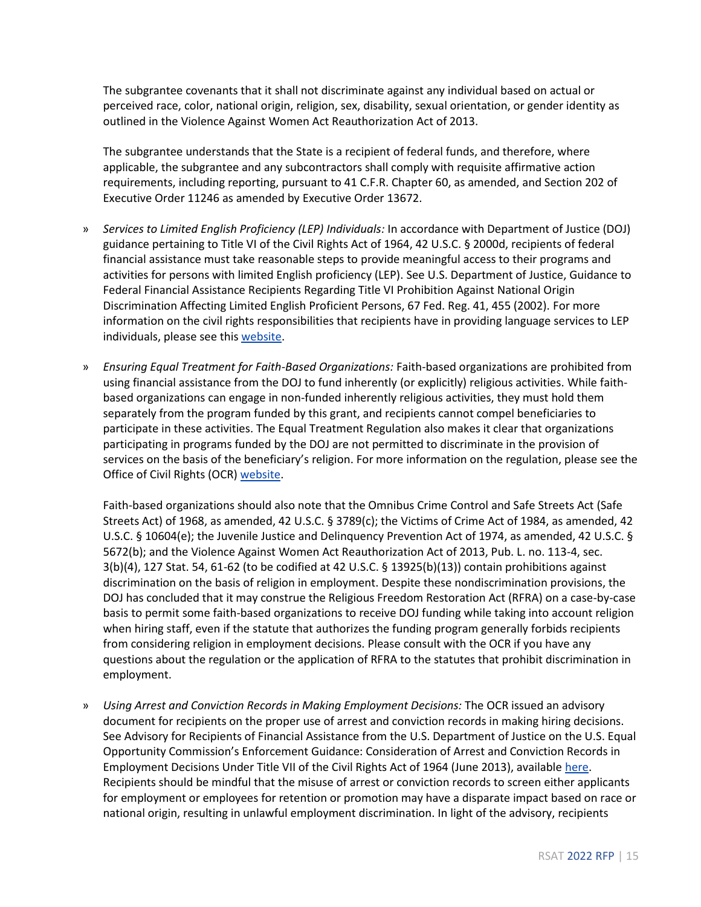The subgrantee covenants that it shall not discriminate against any individual based on actual or perceived race, color, national origin, religion, sex, disability, sexual orientation, or gender identity as outlined in the Violence Against Women Act Reauthorization Act of 2013.

The subgrantee understands that the State is a recipient of federal funds, and therefore, where applicable, the subgrantee and any subcontractors shall comply with requisite affirmative action requirements, including reporting, pursuant to 41 C.F.R. Chapter 60, as amended, and Section 202 of Executive Order 11246 as amended by Executive Order 13672.

- *Services to Limited English Proficiency (LEP) Individuals:* In accordance with Department of Justice (DOJ) guidance pertaining to Title VI of the Civil Rights Act of 1964, 42 U.S.C. § 2000d, recipients of federal financial assistance must take reasonable steps to provide meaningful access to their programs and activities for persons with limited English proficiency (LEP). See U.S. Department of Justice, Guidance to Federal Financial Assistance Recipients Regarding Title VI Prohibition Against National Origin Discrimination Affecting Limited English Proficient Persons, 67 Fed. Reg. 41, 455 (2002). For more information on the civil rights responsibilities that recipients have in providing language services to LEP individuals, please see this website.

- *Ensuring Equal Treatment for Faith-Based Organizations:* Faith-based organizations are prohibited from using financial assistance from the DOJ to fund inherently (or explicitly) religious activities. While faith-based organizations can engage in non-funded inherently religious activities, they must hold them separately from the program funded by this grant, and recipients cannot compel beneficiaries to participate in these activities. The Equal Treatment Regulation also makes it clear that organizations participating in programs funded by the DOJ are not permitted to discriminate in the provision of services on the basis of the beneficiary's religion. For more information on the regulation, please see the Office of Civil Rights (OCR) website.

  Faith-based organizations should also note that the Omnibus Crime Control and Safe Streets Act (Safe Streets Act) of 1968, as amended, 42 U.S.C. § 3789(c); the Victims of Crime Act of 1984, as amended, 42 U.S.C. § 10604(e); the Juvenile Justice and Delinquency Prevention Act of 1974, as amended, 42 U.S.C. § 5672(b); and the Violence Against Women Act Reauthorization Act of 2013, Pub. L. no. 113-4, sec. 3(b)(4), 127 Stat. 54, 61-62 (to be codified at 42 U.S.C. § 13925(b)(13)) contain prohibitions against discrimination on the basis of religion in employment. Despite these nondiscrimination provisions, the DOJ has concluded that it may construe the Religious Freedom Restoration Act (RFRA) on a case-by-case basis to permit some faith-based organizations to receive DOJ funding while taking into account religion when hiring staff, even if the statute that authorizes the funding program generally forbids recipients from considering religion in employment decisions. Please consult with the OCR if you have any questions about the regulation or the application of RFRA to the statutes that prohibit discrimination in employment.

- *Using Arrest and Conviction Records in Making Employment Decisions:* The OCR issued an advisory document for recipients on the proper use of arrest and conviction records in making hiring decisions. See Advisory for Recipients of Financial Assistance from the U.S. Department of Justice on the U.S. Equal Opportunity Commission's Enforcement Guidance: Consideration of Arrest and Conviction Records in Employment Decisions Under Title VII of the Civil Rights Act of 1964 (June 2013), available here. Recipients should be mindful that the misuse of arrest or conviction records to screen either applicants for employment or employees for retention or promotion may have a disparate impact based on race or national origin, resulting in unlawful employment discrimination. In light of the advisory, recipients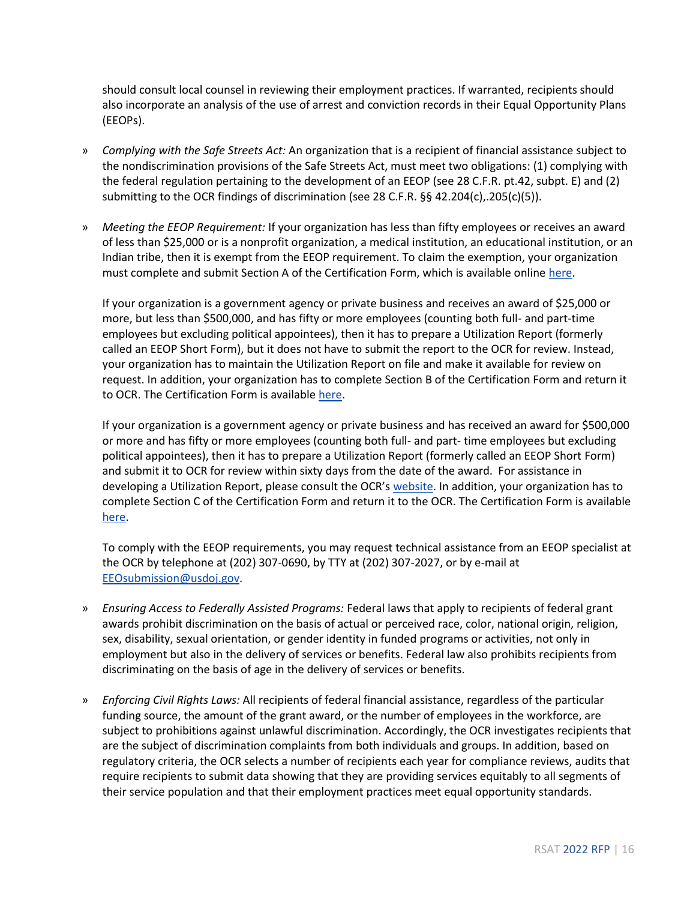should consult local counsel in reviewing their employment practices. If warranted, recipients should also incorporate an analysis of the use of arrest and conviction records in their Equal Opportunity Plans (EEOPs).

- *Complying with the Safe Streets Act:* An organization that is a recipient of financial assistance subject to the nondiscrimination provisions of the Safe Streets Act, must meet two obligations: (1) complying with the federal regulation pertaining to the development of an EEOP (see 28 C.F.R. pt.42, subpt. E) and (2) submitting to the OCR findings of discrimination (see 28 C.F.R. §§ 42.204(c),.205(c)(5)).

- *Meeting the EEOP Requirement:* If your organization has less than fifty employees or receives an award of less than $25,000 or is a nonprofit organization, a medical institution, an educational institution, or an Indian tribe, then it is exempt from the EEOP requirement. To claim the exemption, your organization must complete and submit Section A of the Certification Form, which is available online here.

  If your organization is a government agency or private business and receives an award of $25,000 or more, but less than $500,000, and has fifty or more employees (counting both full- and part-time employees but excluding political appointees), then it has to prepare a Utilization Report (formerly called an EEOP Short Form), but it does not have to submit the report to the OCR for review. Instead, your organization has to maintain the Utilization Report on file and make it available for review on request. In addition, your organization has to complete Section B of the Certification Form and return it to OCR. The Certification Form is available here.

  If your organization is a government agency or private business and has received an award for $500,000 or more and has fifty or more employees (counting both full- and part- time employees but excluding political appointees), then it has to prepare a Utilization Report (formerly called an EEOP Short Form) and submit it to OCR for review within sixty days from the date of the award. For assistance in developing a Utilization Report, please consult the OCR's website. In addition, your organization has to complete Section C of the Certification Form and return it to the OCR. The Certification Form is available here.

  To comply with the EEOP requirements, you may request technical assistance from an EEOP specialist at the OCR by telephone at (202) 307-0690, by TTY at (202) 307-2027, or by e-mail at EEOsubmission@usdoj.gov.

- *Ensuring Access to Federally Assisted Programs:* Federal laws that apply to recipients of federal grant awards prohibit discrimination on the basis of actual or perceived race, color, national origin, religion, sex, disability, sexual orientation, or gender identity in funded programs or activities, not only in employment but also in the delivery of services or benefits. Federal law also prohibits recipients from discriminating on the basis of age in the delivery of services or benefits.

- *Enforcing Civil Rights Laws:* All recipients of federal financial assistance, regardless of the particular funding source, the amount of the grant award, or the number of employees in the workforce, are subject to prohibitions against unlawful discrimination. Accordingly, the OCR investigates recipients that are the subject of discrimination complaints from both individuals and groups. In addition, based on regulatory criteria, the OCR selects a number of recipients each year for compliance reviews, audits that require recipients to submit data showing that they are providing services equitably to all segments of their service population and that their employment practices meet equal opportunity standards.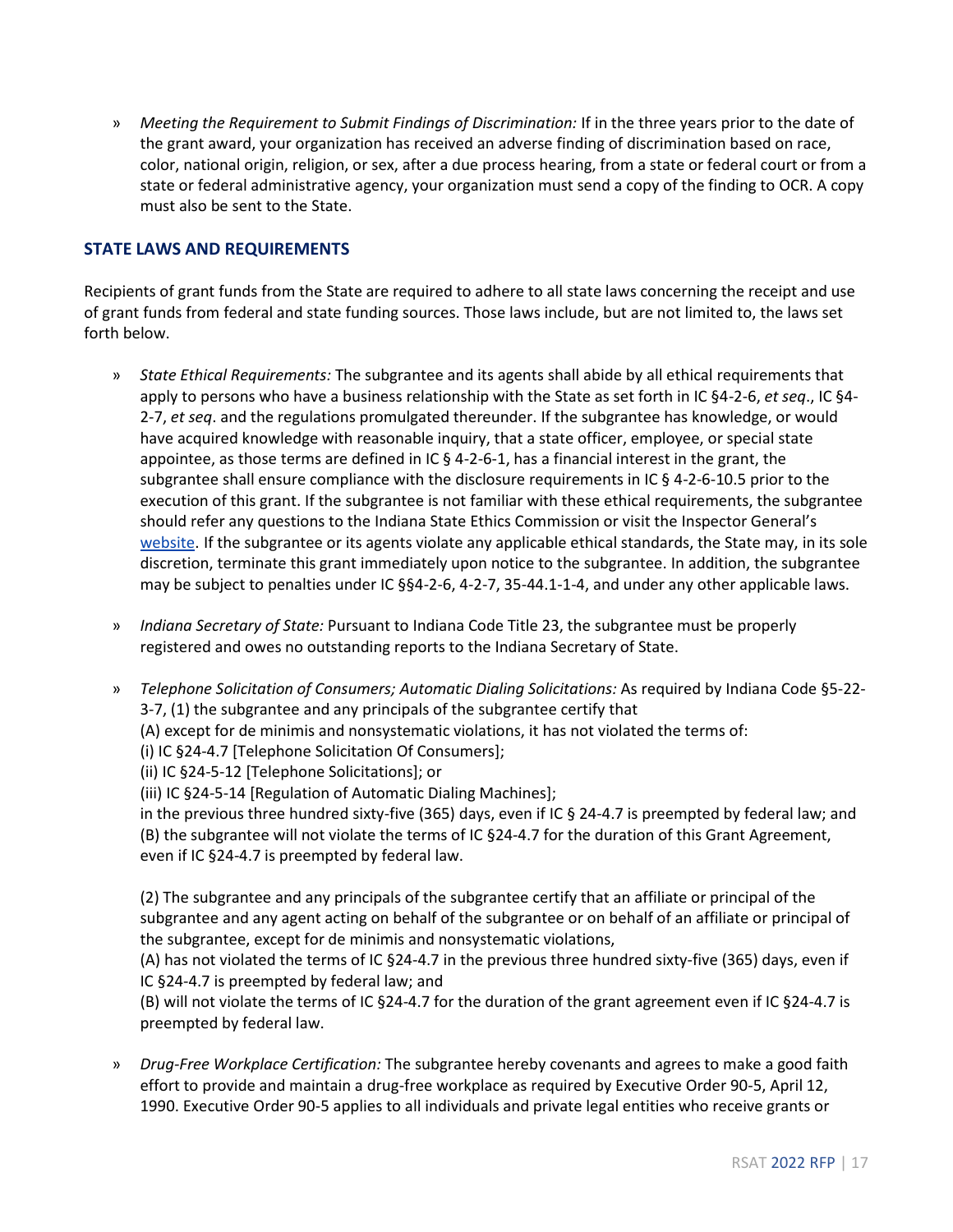» *Meeting the Requirement to Submit Findings of Discrimination:* If in the three years prior to the date of the grant award, your organization has received an adverse finding of discrimination based on race, color, national origin, religion, or sex, after a due process hearing, from a state or federal court or from a state or federal administrative agency, your organization must send a copy of the finding to OCR. A copy must also be sent to the State.

### STATE LAWS AND REQUIREMENTS

Recipients of grant funds from the State are required to adhere to all state laws concerning the receipt and use of grant funds from federal and state funding sources. Those laws include, but are not limited to, the laws set forth below.

» *State Ethical Requirements:* The subgrantee and its agents shall abide by all ethical requirements that apply to persons who have a business relationship with the State as set forth in IC §4-2-6, *et seq*., IC §4-2-7, *et seq*. and the regulations promulgated thereunder. If the subgrantee has knowledge, or would have acquired knowledge with reasonable inquiry, that a state officer, employee, or special state appointee, as those terms are defined in IC § 4-2-6-1, has a financial interest in the grant, the subgrantee shall ensure compliance with the disclosure requirements in IC § 4-2-6-10.5 prior to the execution of this grant. If the subgrantee is not familiar with these ethical requirements, the subgrantee should refer any questions to the Indiana State Ethics Commission or visit the Inspector General's website. If the subgrantee or its agents violate any applicable ethical standards, the State may, in its sole discretion, terminate this grant immediately upon notice to the subgrantee. In addition, the subgrantee may be subject to penalties under IC §§4-2-6, 4-2-7, 35-44.1-1-4, and under any other applicable laws.

» *Indiana Secretary of State:* Pursuant to Indiana Code Title 23, the subgrantee must be properly registered and owes no outstanding reports to the Indiana Secretary of State.

» *Telephone Solicitation of Consumers; Automatic Dialing Solicitations:* As required by Indiana Code §5-22-3-7, (1) the subgrantee and any principals of the subgrantee certify that
(A) except for de minimis and nonsystematic violations, it has not violated the terms of:
(i) IC §24-4.7 [Telephone Solicitation Of Consumers];
(ii) IC §24-5-12 [Telephone Solicitations]; or
(iii) IC §24-5-14 [Regulation of Automatic Dialing Machines];
in the previous three hundred sixty-five (365) days, even if IC § 24-4.7 is preempted by federal law; and
(B) the subgrantee will not violate the terms of IC §24-4.7 for the duration of this Grant Agreement, even if IC §24-4.7 is preempted by federal law.

(2) The subgrantee and any principals of the subgrantee certify that an affiliate or principal of the subgrantee and any agent acting on behalf of the subgrantee or on behalf of an affiliate or principal of the subgrantee, except for de minimis and nonsystematic violations,
(A) has not violated the terms of IC §24-4.7 in the previous three hundred sixty-five (365) days, even if IC §24-4.7 is preempted by federal law; and
(B) will not violate the terms of IC §24-4.7 for the duration of the grant agreement even if IC §24-4.7 is preempted by federal law.

» *Drug-Free Workplace Certification:* The subgrantee hereby covenants and agrees to make a good faith effort to provide and maintain a drug-free workplace as required by Executive Order 90-5, April 12, 1990. Executive Order 90-5 applies to all individuals and private legal entities who receive grants or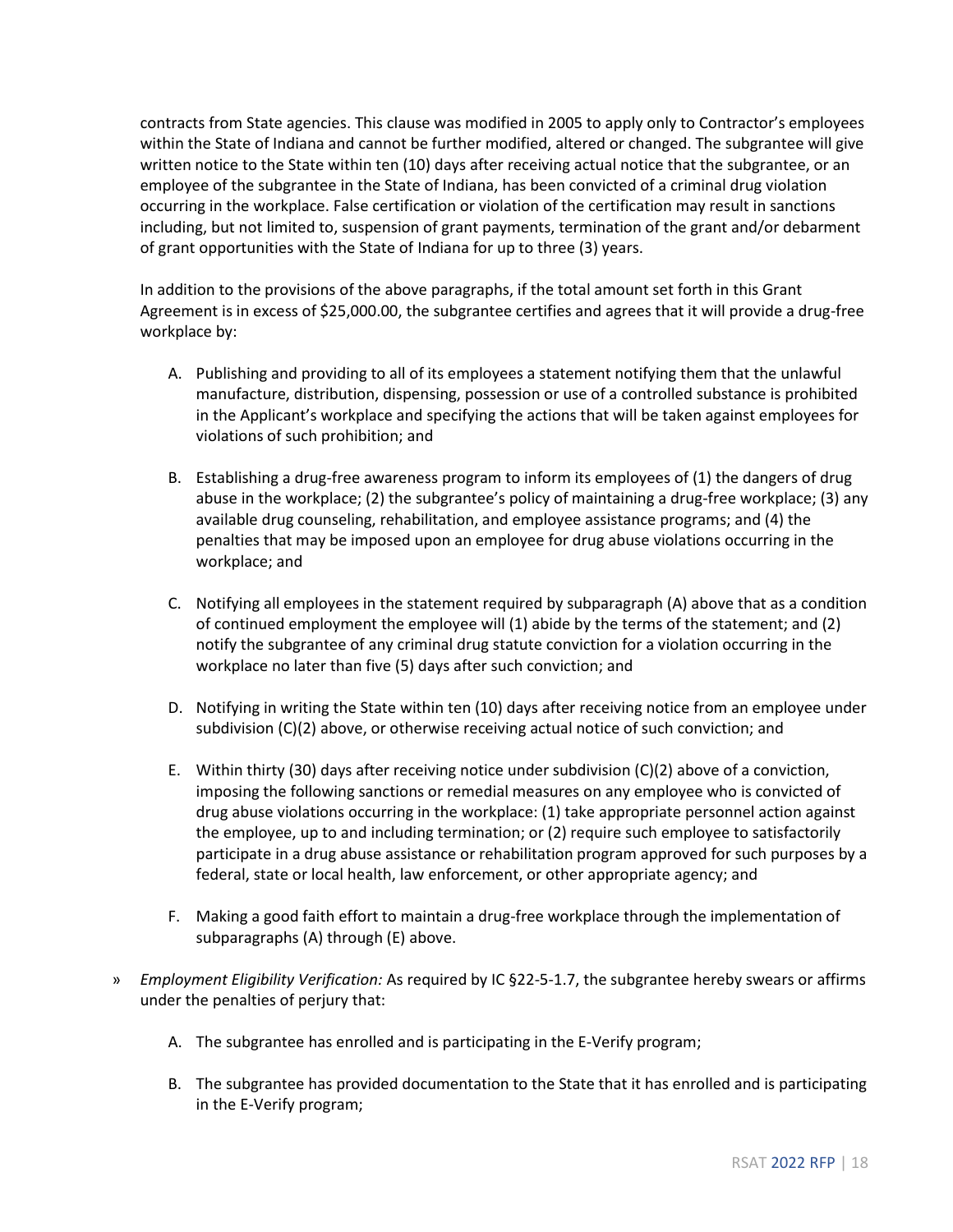contracts from State agencies. This clause was modified in 2005 to apply only to Contractor's employees within the State of Indiana and cannot be further modified, altered or changed. The subgrantee will give written notice to the State within ten (10) days after receiving actual notice that the subgrantee, or an employee of the subgrantee in the State of Indiana, has been convicted of a criminal drug violation occurring in the workplace. False certification or violation of the certification may result in sanctions including, but not limited to, suspension of grant payments, termination of the grant and/or debarment of grant opportunities with the State of Indiana for up to three (3) years.

In addition to the provisions of the above paragraphs, if the total amount set forth in this Grant Agreement is in excess of $25,000.00, the subgrantee certifies and agrees that it will provide a drug-free workplace by:

A. Publishing and providing to all of its employees a statement notifying them that the unlawful manufacture, distribution, dispensing, possession or use of a controlled substance is prohibited in the Applicant's workplace and specifying the actions that will be taken against employees for violations of such prohibition; and

B. Establishing a drug-free awareness program to inform its employees of (1) the dangers of drug abuse in the workplace; (2) the subgrantee's policy of maintaining a drug-free workplace; (3) any available drug counseling, rehabilitation, and employee assistance programs; and (4) the penalties that may be imposed upon an employee for drug abuse violations occurring in the workplace; and

C. Notifying all employees in the statement required by subparagraph (A) above that as a condition of continued employment the employee will (1) abide by the terms of the statement; and (2) notify the subgrantee of any criminal drug statute conviction for a violation occurring in the workplace no later than five (5) days after such conviction; and

D. Notifying in writing the State within ten (10) days after receiving notice from an employee under subdivision (C)(2) above, or otherwise receiving actual notice of such conviction; and

E. Within thirty (30) days after receiving notice under subdivision (C)(2) above of a conviction, imposing the following sanctions or remedial measures on any employee who is convicted of drug abuse violations occurring in the workplace: (1) take appropriate personnel action against the employee, up to and including termination; or (2) require such employee to satisfactorily participate in a drug abuse assistance or rehabilitation program approved for such purposes by a federal, state or local health, law enforcement, or other appropriate agency; and

F. Making a good faith effort to maintain a drug-free workplace through the implementation of subparagraphs (A) through (E) above.

» *Employment Eligibility Verification:* As required by IC §22-5-1.7, the subgrantee hereby swears or affirms under the penalties of perjury that:

A. The subgrantee has enrolled and is participating in the E-Verify program;

B. The subgrantee has provided documentation to the State that it has enrolled and is participating in the E-Verify program;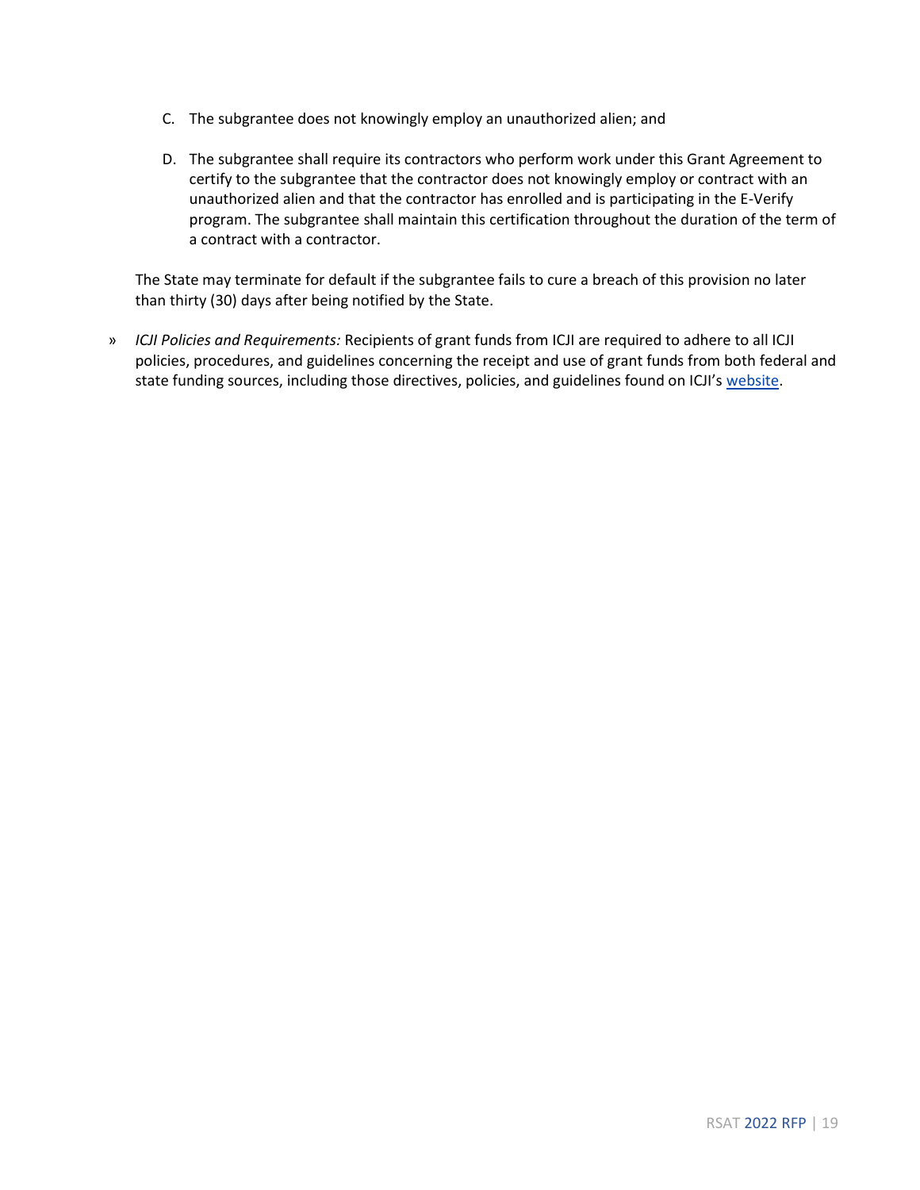C. The subgrantee does not knowingly employ an unauthorized alien; and

D. The subgrantee shall require its contractors who perform work under this Grant Agreement to certify to the subgrantee that the contractor does not knowingly employ or contract with an unauthorized alien and that the contractor has enrolled and is participating in the E-Verify program. The subgrantee shall maintain this certification throughout the duration of the term of a contract with a contractor.

The State may terminate for default if the subgrantee fails to cure a breach of this provision no later than thirty (30) days after being notified by the State.

- *ICJI Policies and Requirements:* Recipients of grant funds from ICJI are required to adhere to all ICJI policies, procedures, and guidelines concerning the receipt and use of grant funds from both federal and state funding sources, including those directives, policies, and guidelines found on ICJI's website.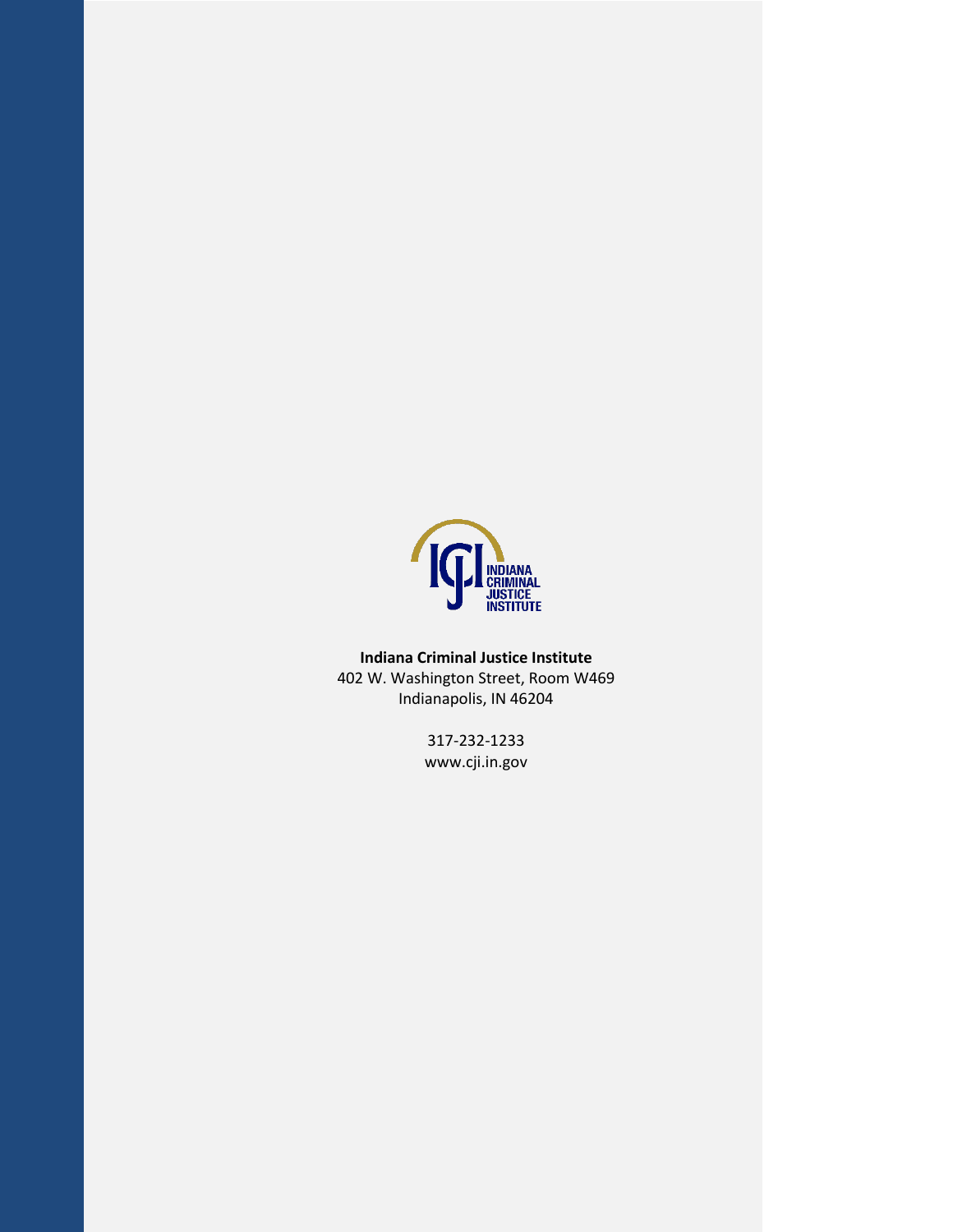**Indiana Criminal Justice Institute**
402 W. Washington Street, Room W469
Indianapolis, IN 46204

317-232-1233
www.cji.in.gov